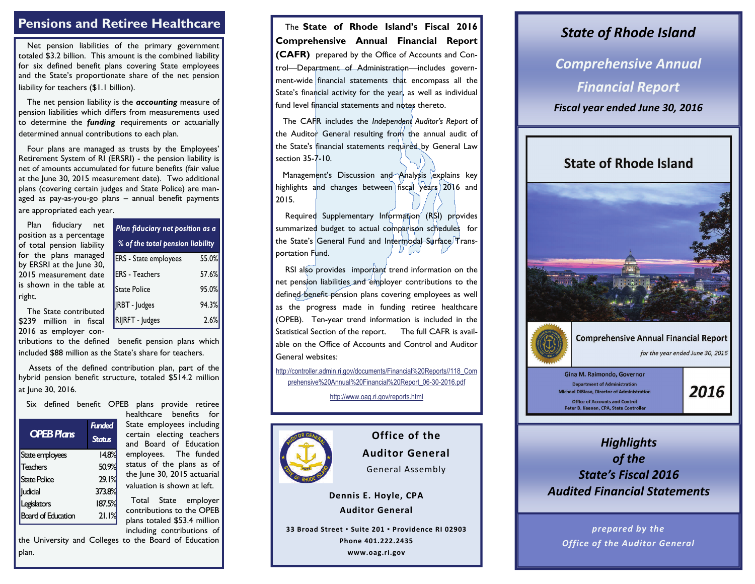## Pensions and Retiree Healthcare

Net pension liabilities of the primary government totaled $3.2 billion. This amount is the combined liability for six defined benefit plans covering State employees and the State's proportionate share of the net pension liability for teachers ($1.1 billion).

The net pension liability is the ***accounting*** measure of pension liabilities which differs from measurements used to determine the ***funding*** requirements or actuarially determined annual contributions to each plan.

Four plans are managed as trusts by the Employees' Retirement System of RI (ERSRI) - the pension liability is net of amounts accumulated for future benefits (fair value at the June 30, 2015 measurement date). Two additional plans (covering certain judges and State Police) are managed as pay-as-you-go plans – annual benefit payments are appropriated each year.

Plan fiduciary net position as a percentage of total pension liability for the plans managed by ERSRI at the June 30, 2015 measurement date is shown in the table at right.

| *Plan fiduciary net position as a % of the total pension liability* | |
|---|---|
| ERS - State employees | 55.0% |
| ERS - Teachers | 57.6% |
| State Police | 95.0% |
| JRBT - Judges | 94.3% |
| RIJRFT - Judges | 2.6% |

The State contributed $239 million in fiscal 2016 as employer contributions to the defined benefit pension plans which included $88 million as the State's share for teachers.

Assets of the defined contribution plan, part of the hybrid pension benefit structure, totaled $514.2 million at June 30, 2016.

Six defined benefit OPEB plans provide retiree healthcare benefits for State employees including certain electing teachers and Board of Education employees. The funded status of the plans as of the June 30, 2015 actuarial valuation is shown at left.

| OPEB Plans | Funded Status |
|---|---|
| State employees | 14.8% |
| Teachers | 50.9% |
| State Police | 29.1% |
| Judicial | 373.8% |
| Legislators | 187.5% |
| Board of Education | 21.1% |

Total State employer contributions to the OPEB plans totaled $53.4 million including contributions of the University and Colleges to the Board of Education plan.

The **State of Rhode Island's Fiscal 2016 Comprehensive Annual Financial Report (CAFR)** prepared by the Office of Accounts and Control—Department of Administration—includes government-wide financial statements that encompass all the State's financial activity for the year, as well as individual fund level financial statements and notes thereto.

The CAFR includes the *Independent Auditor's Report* of the Auditor General resulting from the annual audit of the State's financial statements required by General Law section 35-7-10.

Management's Discussion and Analysis explains key highlights and changes between fiscal years 2016 and 2015.

Required Supplementary Information (RSI) provides summarized budget to actual comparison schedules for the State's General Fund and Intermodal Surface Transportation Fund.

RSI also provides important trend information on the net pension liabilities and employer contributions to the defined benefit pension plans covering employees as well as the progress made in funding retiree healthcare (OPEB). Ten-year trend information is included in the Statistical Section of the report. The full CAFR is available on the Office of Accounts and Control and Auditor General websites:

http://controller.admin.ri.gov/documents/Financial%20Reports//118_Comprehensive%20Annual%20Financial%20Report_06-30-2016.pdf

http://www.oag.ri.gov/reports.html

**Office of the Auditor General**

General Assembly

**Dennis E. Hoyle, CPA**
**Auditor General**

**33 Broad Street • Suite 201 • Providence RI 02903**
**Phone 401.222.2435**
**www.oag.ri.gov**

# *State of Rhode Island*

## *Comprehensive Annual Financial Report*

***Fiscal year ended June 30, 2016***

State of Rhode Island

Comprehensive Annual Financial Report

*for the year ended June 30, 2016*

Gina M. Raimondo, Governor
Department of Administration
Michael DiBiase, Director of Administration
Office of Accounts and Control
Peter B. Keenan, CPA, State Controller

**2016**

## *Highlights of the State's Fiscal 2016 Audited Financial Statements*

*prepared by the Office of the Auditor General*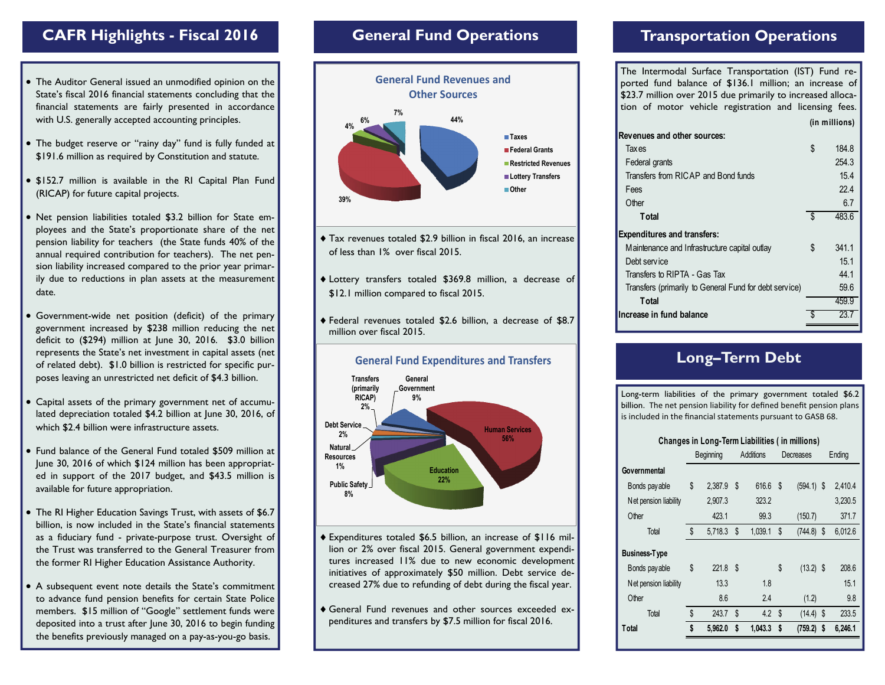## CAFR Highlights - Fiscal 2016

- The Auditor General issued an unmodified opinion on the State's fiscal 2016 financial statements concluding that the financial statements are fairly presented in accordance with U.S. generally accepted accounting principles.
- The budget reserve or "rainy day" fund is fully funded at $191.6 million as required by Constitution and statute.
- $152.7 million is available in the RI Capital Plan Fund (RICAP) for future capital projects.
- Net pension liabilities totaled $3.2 billion for State employees and the State's proportionate share of the net pension liability for teachers (the State funds 40% of the annual required contribution for teachers). The net pension liability increased compared to the prior year primarily due to reductions in plan assets at the measurement date.
- Government-wide net position (deficit) of the primary government increased by $238 million reducing the net deficit to ($294) million at June 30, 2016. $3.0 billion represents the State's net investment in capital assets (net of related debt). $1.0 billion is restricted for specific purposes leaving an unrestricted net deficit of $4.3 billion.
- Capital assets of the primary government net of accumulated depreciation totaled $4.2 billion at June 30, 2016, of which $2.4 billion were infrastructure assets.
- Fund balance of the General Fund totaled $509 million at June 30, 2016 of which $124 million has been appropriated in support of the 2017 budget, and $43.5 million is available for future appropriation.
- The RI Higher Education Savings Trust, with assets of $6.7 billion, is now included in the State's financial statements as a fiduciary fund - private-purpose trust. Oversight of the Trust was transferred to the General Treasurer from the former RI Higher Education Assistance Authority.
- A subsequent event note details the State's commitment to advance fund pension benefits for certain State Police members. $15 million of "Google" settlement funds were deposited into a trust after June 30, 2016 to begin funding the benefits previously managed on a pay-as-you-go basis.

## General Fund Operations

General Fund Revenues and Other Sources

44%
39%
4%
6%
7%
Taxes
Federal Grants
Restricted Revenues
Lottery Transfers
Other

- ♦ Tax revenues totaled $2.9 billion in fiscal 2016, an increase of less than 1% over fiscal 2015.
- ♦ Lottery transfers totaled $369.8 million, a decrease of $12.1 million compared to fiscal 2015.
- ♦ Federal revenues totaled $2.6 billion, a decrease of $8.7 million over fiscal 2015.

General Fund Expenditures and Transfers

Transfers (primarily RICAP) 2%
General Government 9%
Human Services 56%
Debt Service 2%
Natural Resources 1%
Education 22%
Public Safety 8%

- ♦ Expenditures totaled $6.5 billion, an increase of $116 million or 2% over fiscal 2015. General government expenditures increased 11% due to new economic development initiatives of approximately $50 million. Debt service decreased 27% due to refunding of debt during the fiscal year.
- ♦ General Fund revenues and other sources exceeded expenditures and transfers by $7.5 million for fiscal 2016.

## Transportation Operations

The Intermodal Surface Transportation (IST) Fund reported fund balance of $136.1 million; an increase of $23.7 million over 2015 due primarily to increased allocation of motor vehicle registration and licensing fees.

| | | (in millions) |
|---|---|---|
| **Revenues and other sources:** | | |
| Taxes | $ | 184.8 |
| Federal grants | | 254.3 |
| Transfers from RICAP and Bond funds | | 15.4 |
| Fees | | 22.4 |
| Other | | 6.7 |
| **Total** | $ | 483.6 |
| **Expenditures and transfers:** | | |
| Maintenance and Infrastructure capital outlay | $ | 341.1 |
| Debt service | | 15.1 |
| Transfers to RIPTA - Gas Tax | | 44.1 |
| Transfers (primarily to General Fund for debt service) | | 59.6 |
| **Total** | | 459.9 |
| **Increase in fund balance** | $ | 23.7 |

## Long–Term Debt

Long-term liabilities of the primary government totaled $6.2 billion. The net pension liability for defined benefit pension plans is included in the financial statements pursuant to GASB 68.

**Changes in Long-Term Liabilities ( in millions)**

| | Beginning | Additions | Decreases | Ending |
|---|---|---|---|---|
| **Governmental** | | | | |
| Bonds payable | $ 2,387.9 | $ 616.6 | $ (594.1) | $ 2,410.4 |
| Net pension liability | 2,907.3 | 323.2 | | 3,230.5 |
| Other | 423.1 | 99.3 | (150.7) | 371.7 |
| Total | $ 5,718.3 | $ 1,039.1 | $ (744.8) | $ 6,012.6 |
| **Business-Type** | | | | |
| Bonds payable | $ 221.8 | $ | $ (13.2) | $ 208.6 |
| Net pension liability | 13.3 | 1.8 | | 15.1 |
| Other | 8.6 | 2.4 | (1.2) | 9.8 |
| Total | $ 243.7 | $ 4.2 | $ (14.4) | $ 233.5 |
| **Total** | **$ 5,962.0** | **$ 1,043.3** | **$ (759.2)** | **$ 6,246.1** |